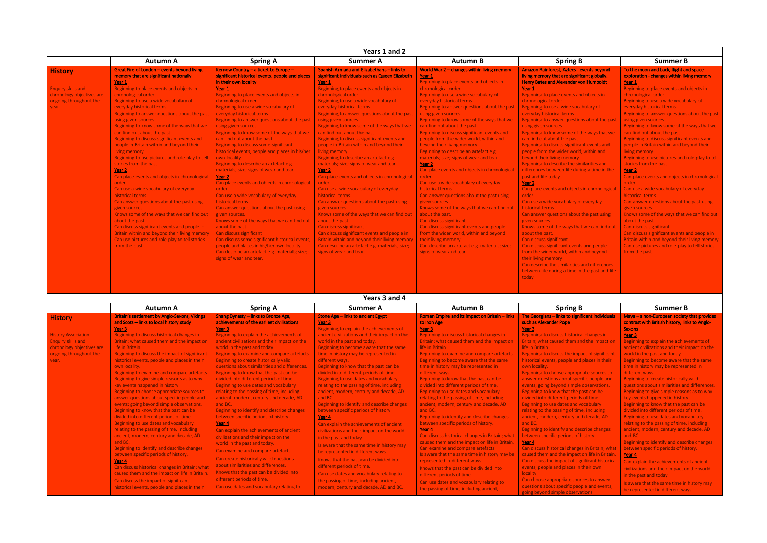## Years 1 and 2

| | Autumn A | Spring A | Summer A | Autumn B | Spring B | Summer B |
|---|---|---|---|---|---|---|
| **History**<br><br>Enquiry skills and chronology objectives are ongoing throughout the year. | Great Fire of London – events beyond living memory that are significant nationally<br>Year 1<br>Beginning to place events and objects in chronological order.<br>Beginning to use a wide vocabulary of everyday historical terms<br>Beginning to answer questions about the past using given sources.<br>Beginning to know some of the ways that we can find out about the past.<br>Beginning to discuss significant events and people in Britain within and beyond their living memory<br>Beginning to use pictures and role-play to tell stories from the past<br>Year 2<br>Can place events and objects in chronological order.<br>Can use a wide vocabulary of everyday historical terms<br>Can answer questions about the past using given sources.<br>Knows some of the ways that we can find out about the past.<br>Can discuss significant events and people in Britain within and beyond their living memory<br>Can use pictures and role-play to tell stories from the past | Kernow Country – a ticket to Europe – significant historical events, people and places in their own locality<br>Year 1<br>Beginning to place events and objects in chronological order.<br>Beginning to use a wide vocabulary of everyday historical terms<br>Beginning to answer questions about the past using given sources.<br>Beginning to know some of the ways that we can find out about the past.<br>Beginning to discuss some significant historical events, people and places in his/her own locality<br>Beginning to describe an artefact e.g. materials; size; signs of wear and tear.<br>Year 2<br>Can place events and objects in chronological order.<br>Can use a wide vocabulary of everyday historical terms<br>Can answer questions about the past using given sources.<br>Knows some of the ways that we can find out about the past.<br>Can discuss significant<br>Can discuss some significant historical events, people and places in his/her own locality<br>Can describe an artefact e.g. materials; size; signs of wear and tear. | Spanish Armada and Elizabethans – links to significant individuals such as Queen Elizabeth<br>Year 1<br>Beginning to place events and objects in chronological order.<br>Beginning to use a wide vocabulary of everyday historical terms<br>Beginning to answer questions about the past using given sources.<br>Beginning to know some of the ways that we can find out about the past.<br>Beginning to discuss significant events and people in Britain within and beyond their living memory<br>Beginning to describe an artefact e.g. materials; size; signs of wear and tear.<br>Year 2<br>Can place events and objects in chronological order.<br>Can use a wide vocabulary of everyday historical terms<br>Can answer questions about the past using given sources.<br>Knows some of the ways that we can find out about the past.<br>Can discuss significant<br>Can discuss significant events and people in Britain within and beyond their living memory<br>Can describe an artefact e.g. materials; size; signs of wear and tear. | World War 2 – changes within living memory<br>Year 1<br>Beginning to place events and objects in chronological order.<br>Beginning to use a wide vocabulary of everyday historical terms<br>Beginning to answer questions about the past using given sources.<br>Beginning to know some of the ways that we can find out about the past.<br>Beginning to discuss significant events and people from the wider world, within and beyond their living memory<br>Beginning to describe an artefact e.g. materials; size; signs of wear and tear.<br>Year 2<br>Can place events and objects in chronological order.<br>Can use a wide vocabulary of everyday historical terms<br>Can answer questions about the past using given sources.<br>Knows some of the ways that we can find out about the past.<br>Can discuss significant<br>Can discuss significant events and people from the wider world, within and beyond their living memory<br>Can describe an artefact e.g. materials; size; signs of wear and tear. | Amazon Rainforest, Aztecs - events beyond living memory that are significant globally, Henry Bates and Alexander von Humboldt<br>Year 1<br>Beginning to place events and objects in chronological order.<br>Beginning to use a wide vocabulary of everyday historical terms<br>Beginning to answer questions about the past using given sources.<br>Beginning to know some of the ways that we can find out about the past.<br>Beginning to discuss significant events and people from the wider world, within and beyond their living memory<br>Beginning to describe the similarities and differences between life during a time in the past and life today<br>Year 2<br>Can place events and objects in chronological order.<br>Can use a wide vocabulary of everyday historical terms<br>Can answer questions about the past using given sources.<br>Knows some of the ways that we can find out about the past.<br>Can discuss significant<br>Can discuss significant events and people from the wider world, within and beyond their living memory<br>Can describe the similarities and differences between life during a time in the past and life today | To the moon and back, flight and space exploration - changes within living memory<br>Year 1<br>Beginning to place events and objects in chronological order.<br>Beginning to use a wide vocabulary of everyday historical terms<br>Beginning to answer questions about the past using given sources.<br>Beginning to know some of the ways that we can find out about the past.<br>Beginning to discuss significant events and people in Britain within and beyond their living memory<br>Beginning to use pictures and role-play to tell stories from the past<br>Year 2<br>Can place events and objects in chronological order.<br>Can use a wide vocabulary of everyday historical terms<br>Can answer questions about the past using given sources.<br>Knows some of the ways that we can find out about the past.<br>Can discuss significant<br>Can discuss significant events and people in Britain within and beyond their living memory<br>Can use pictures and role-play to tell stories from the past |

## Years 3 and 4

| | Autumn A | Spring A | Summer A | Autumn B | Spring B | Summer B |
|---|---|---|---|---|---|---|
| **History**<br><br>History Association Enquiry skills and chronology objectives are ongoing throughout the year. | Britain's settlement by Anglo-Saxons, Vikings and Scots – links to local history study<br>Year 3<br>Beginning to discuss historical changes in Britain; what caused them and the impact on life in Britain.<br>Beginning to discuss the impact of significant historical events, people and places in their own locality.<br>Beginning to examine and compare artefacts.<br>Beginning to give simple reasons as to why key events happened in history.<br>Beginning to choose appropriate sources to answer questions about specific people and events; going beyond simple observations.<br>Beginning to know that the past can be divided into different periods of time.<br>Beginning to use dates and vocabulary relating to the passing of time, including ancient, modern, century and decade, AD and BC.<br>Beginning to identify and describe changes between specific periods of history.<br>Year 4<br>Can discuss historical changes in Britain; what caused them and the impact on life in Britain.<br>Can discuss the impact of significant historical events, people and places in their | Shang Dynasty – links to Bronze Age, achievements of the earliest civilisations<br>Year 3<br>Beginning to explain the achievements of ancient civilizations and their impact on the world in the past and today.<br>Beginning to examine and compare artefacts.<br>Beginning to create historically valid questions about similarities and differences.<br>Beginning to know that the past can be divided into different periods of time.<br>Beginning to use dates and vocabulary relating to the passing of time, including ancient, modern, century and decade, AD and BC.<br>Beginning to identify and describe changes between specific periods of history.<br>Year 4<br>Can explain the achievements of ancient civilizations and their impact on the world in the past and today.<br>Can examine and compare artefacts.<br>Can create historically valid questions about similarities and differences.<br>Knows that the past can be divided into different periods of time.<br>Can use dates and vocabulary relating to | Stone Age – links to ancient Egypt<br>Year 3<br>Beginning to explain the achievements of ancient civilizations and their impact on the world in the past and today.<br>Beginning to become aware that the same time in history may be represented in different ways.<br>Beginning to know that the past can be divided into different periods of time.<br>Beginning to use dates and vocabulary relating to the passing of time, including ancient, modern, century and decade, AD and BC.<br>Beginning to identify and describe changes between specific periods of history.<br>Year 4<br>Can explain the achievements of ancient civilizations and their impact on the world in the past and today.<br>Is aware that the same time in history may be represented in different ways.<br>Knows that the past can be divided into different periods of time.<br>Can use dates and vocabulary relating to the passing of time, including ancient, modern, century and decade, AD and BC. | Roman Empire and its impact on Britain – links to Iron Age<br>Year 3<br>Beginning to discuss historical changes in Britain; what caused them and the impact on life in Britain.<br>Beginning to examine and compare artefacts.<br>Beginning to become aware that the same time in history may be represented in different ways.<br>Beginning to know that the past can be divided into different periods of time.<br>Beginning to use dates and vocabulary relating to the passing of time, including ancient, modern, century and decade, AD and BC.<br>Beginning to identify and describe changes between specific periods of history.<br>Year 4<br>Can discuss historical changes in Britain; what caused them and the impact on life in Britain.<br>Can examine and compare artefacts.<br>Is aware that the same time in history may be represented in different ways.<br>Knows that the past can be divided into different periods of time.<br>Can use dates and vocabulary relating to the passing of time, including ancient, | The Georgians – links to significant individuals such as Alexander Pope<br>Year 3<br>Beginning to discuss historical changes in Britain; what caused them and the impact on life in Britain.<br>Beginning to discuss the impact of significant historical events, people and places in their own locality.<br>Beginning to choose appropriate sources to answer questions about specific people and events; going beyond simple observations.<br>Beginning to know that the past can be divided into different periods of time.<br>Beginning to use dates and vocabulary relating to the passing of time, including ancient, modern, century and decade, AD and BC.<br>Beginning to identify and describe changes between specific periods of history.<br>Year 4<br>Can discuss historical changes in Britain; what caused them and the impact on life in Britain.<br>Can discuss the impact of significant historical events, people and places in their own locality.<br>Can choose appropriate sources to answer questions about specific people and events; going beyond simple observations. | Maya – a non-European society that provides contrast with British history, links to Anglo-Saxons<br>Year 3<br>Beginning to explain the achievements of ancient civilizations and their impact on the world in the past and today.<br>Beginning to become aware that the same time in history may be represented in different ways.<br>Beginning to create historically valid questions about similarities and differences.<br>Beginning to give simple reasons as to why key events happened in history.<br>Beginning to know that the past can be divided into different periods of time.<br>Beginning to use dates and vocabulary relating to the passing of time, including ancient, modern, century and decade, AD and BC.<br>Beginning to identify and describe changes between specific periods of history.<br>Year 4<br>Can explain the achievements of ancient civilizations and their impact on the world in the past and today.<br>Is aware that the same time in history may be represented in different ways. |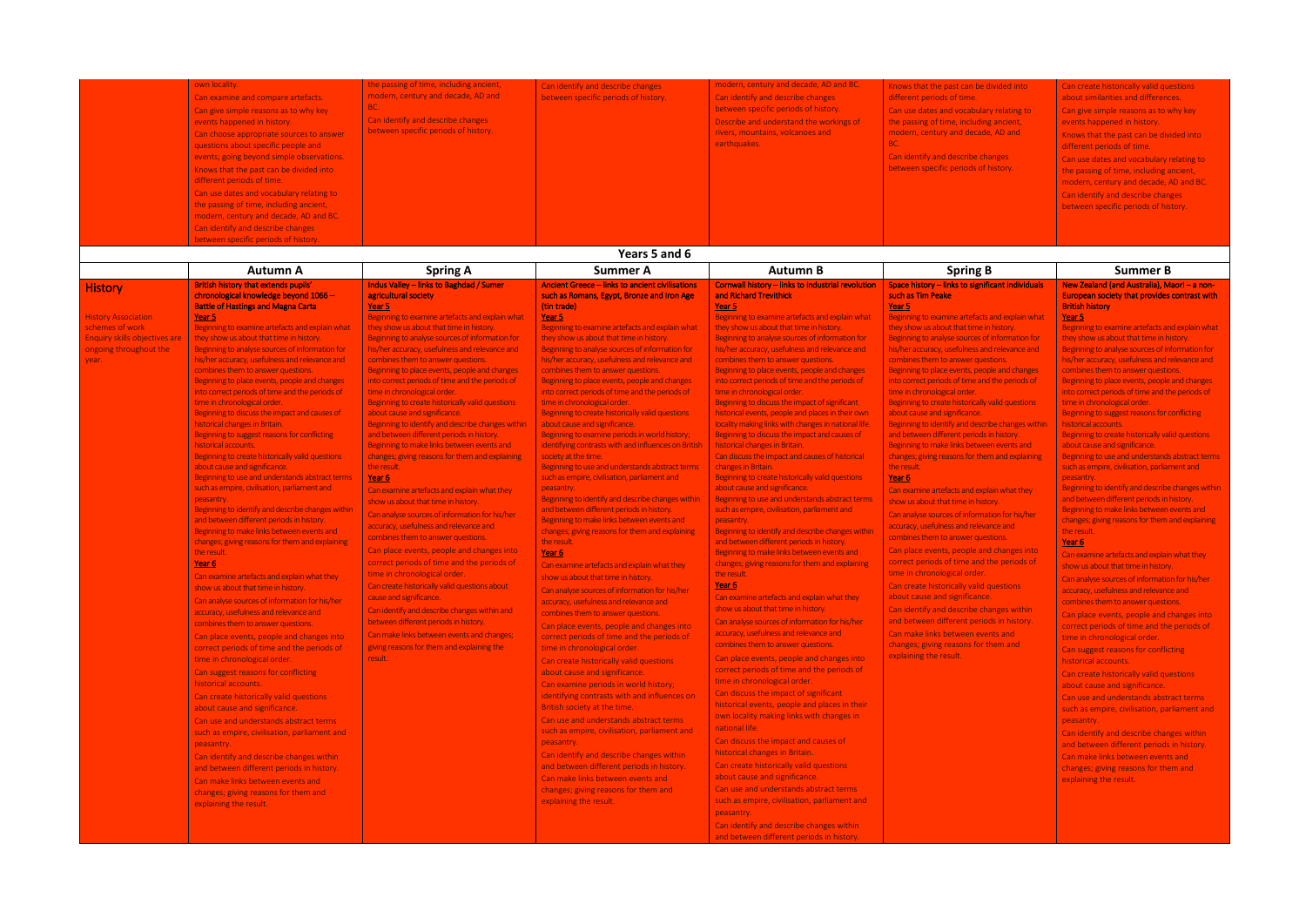| | | | | | | |
|---|---|---|---|---|---|---|
| | own locality.<br>Can examine and compare artefacts.<br>Can give simple reasons as to why key events happened in history.<br>Can choose appropriate sources to answer questions about specific people and events; going beyond simple observations.<br>Knows that the past can be divided into different periods of time.<br>Can use dates and vocabulary relating to the passing of time, including ancient, modern, century and decade, AD and BC.<br>Can identify and describe changes between specific periods of history. | the passing of time, including ancient, modern, century and decade, AD and BC.<br>Can identify and describe changes between specific periods of history. | Can identify and describe changes between specific periods of history. | modern, century and decade, AD and BC.<br>Can identify and describe changes between specific periods of history.<br>Describe and understand the workings of rivers, mountains, volcanoes and earthquakes. | Knows that the past can be divided into different periods of time.<br>Can use dates and vocabulary relating to the passing of time, including ancient, modern, century and decade, AD and BC.<br>Can identify and describe changes between specific periods of history. | Can create historically valid questions about similarities and differences.<br>Can give simple reasons as to why key events happened in history.<br>Knows that the past can be divided into different periods of time.<br>Can use dates and vocabulary relating to the passing of time, including ancient, modern, century and decade, AD and BC.<br>Can identify and describe changes between specific periods of history. |

## Years 5 and 6

| | Autumn A | Spring A | Summer A | Autumn B | Spring B | Summer B |
|---|---|---|---|---|---|---|
| **History**<br><br>History Association schemes of work<br>Enquiry skills objectives are ongoing throughout the year. | British history that extends pupils' chronological knowledge beyond 1066 – Battle of Hastings and Magna Carta<br>Year 5<br>Beginning to examine artefacts and explain what they show us about that time in history.<br>Beginning to analyse sources of information for his/her accuracy, usefulness and relevance and combines them to answer questions.<br>Beginning to place events, people and changes into correct periods of time and the periods of time in chronological order.<br>Beginning to discuss the impact and causes of historical changes in Britain.<br>Beginning to suggest reasons for conflicting historical accounts.<br>Beginning to create historically valid questions about cause and significance.<br>Beginning to use and understands abstract terms such as empire, civilisation, parliament and peasantry.<br>Beginning to identify and describe changes within and between different periods in history.<br>Beginning to make links between events and changes; giving reasons for them and explaining the result.<br>Year 6<br>Can examine artefacts and explain what they show us about that time in history.<br>Can analyse sources of information for his/her accuracy, usefulness and relevance and combines them to answer questions.<br>Can place events, people and changes into correct periods of time and the periods of time in chronological order.<br>Can suggest reasons for conflicting historical accounts.<br>Can create historically valid questions about cause and significance.<br>Can use and understands abstract terms such as empire, civilisation, parliament and peasantry.<br>Can identify and describe changes within and between different periods in history.<br>Can make links between events and changes; giving reasons for them and explaining the result. | Indus Valley – links to Baghdad / Sumer agricultural society<br>Year 5<br>Beginning to examine artefacts and explain what they show us about that time in history.<br>Beginning to analyse sources of information for his/her accuracy, usefulness and relevance and combines them to answer questions.<br>Beginning to place events, people and changes into correct periods of time and the periods of time in chronological order.<br>Beginning to create historically valid questions about cause and significance.<br>Beginning to identify and describe changes within and between different periods in history.<br>Beginning to make links between events and changes; giving reasons for them and explaining the result.<br>Year 6<br>Can examine artefacts and explain what they show us about that time in history.<br>Can analyse sources of information for his/her accuracy, usefulness and relevance and combines them to answer questions.<br>Can place events, people and changes into correct periods of time and the periods of time in chronological order.<br>Can create historically valid questions about cause and significance.<br>Can identify and describe changes within and between different periods in history.<br>Can make links between events and changes; giving reasons for them and explaining the result. | Ancient Greece – links to ancient civilisations such as Romans, Egypt, Bronze and Iron Age (tin trade)<br>Year 5<br>Beginning to examine artefacts and explain what they show us about that time in history.<br>Beginning to analyse sources of information for his/her accuracy, usefulness and relevance and combines them to answer questions.<br>Beginning to place events, people and changes into correct periods of time and the periods of time in chronological order.<br>Beginning to create historically valid questions about cause and significance.<br>Beginning to examine periods in world history; identifying contrasts with and influences on British society at the time.<br>Beginning to use and understands abstract terms such as empire, civilisation, parliament and peasantry.<br>Beginning to identify and describe changes within and between different periods in history.<br>Beginning to make links between events and changes; giving reasons for them and explaining the result.<br>Year 6<br>Can examine artefacts and explain what they show us about that time in history.<br>Can analyse sources of information for his/her accuracy, usefulness and relevance and combines them to answer questions.<br>Can place events, people and changes into correct periods of time and the periods of time in chronological order.<br>Can create historically valid questions about cause and significance.<br>Can examine periods in world history; identifying contrasts with and influences on British society at the time.<br>Can use and understands abstract terms such as empire, civilisation, parliament and peasantry.<br>Can identify and describe changes within and between different periods in history.<br>Can make links between events and changes; giving reasons for them and explaining the result. | Cornwall history – links to industrial revolution and Richard Trevithick<br>Year 5<br>Beginning to examine artefacts and explain what they show us about that time in history.<br>Beginning to analyse sources of information for his/her accuracy, usefulness and relevance and combines them to answer questions.<br>Beginning to place events, people and changes into correct periods of time and the periods of time in chronological order.<br>Beginning to discuss the impact of significant historical events, people and places in their own locality making links with changes in national life.<br>Beginning to discuss the impact and causes of historical changes in Britain.<br>Can discuss the impact and causes of historical changes in Britain.<br>Beginning to create historically valid questions about cause and significance.<br>Beginning to use and understands abstract terms such as empire, civilisation, parliament and peasantry.<br>Beginning to identify and describe changes within and between different periods in history.<br>Beginning to make links between events and changes; giving reasons for them and explaining the result.<br>Year 6<br>Can examine artefacts and explain what they show us about that time in history.<br>Can analyse sources of information for his/her accuracy, usefulness and relevance and combines them to answer questions.<br>Can place events, people and changes into correct periods of time and the periods of time in chronological order.<br>Can discuss the impact of significant historical events, people and places in their own locality making links with changes in national life.<br>Can discuss the impact and causes of historical changes in Britain.<br>Can create historically valid questions about cause and significance.<br>Can use and understands abstract terms such as empire, civilisation, parliament and peasantry.<br>Can identify and describe changes within and between different periods in history. | Space history – links to significant individuals such as Tim Peake<br>Year 5<br>Beginning to examine artefacts and explain what they show us about that time in history.<br>Beginning to analyse sources of information for his/her accuracy, usefulness and relevance and combines them to answer questions.<br>Beginning to place events, people and changes into correct periods of time and the periods of time in chronological order.<br>Beginning to create historically valid questions about cause and significance.<br>Beginning to identify and describe changes within and between different periods in history.<br>Beginning to make links between events and changes; giving reasons for them and explaining the result.<br>Year 6<br>Can examine artefacts and explain what they show us about that time in history.<br>Can analyse sources of information for his/her accuracy, usefulness and relevance and combines them to answer questions.<br>Can place events, people and changes into correct periods of time and the periods of time in chronological order.<br>Can create historically valid questions about cause and significance.<br>Can identify and describe changes within and between different periods in history.<br>Can make links between events and changes; giving reasons for them and explaining the result. | New Zealand (and Australia), Maori – a non-European society that provides contrast with British history<br>Year 5<br>Beginning to examine artefacts and explain what they show us about that time in history.<br>Beginning to analyse sources of information for his/her accuracy, usefulness and relevance and combines them to answer questions.<br>Beginning to place events, people and changes into correct periods of time and the periods of time in chronological order.<br>Beginning to suggest reasons for conflicting historical accounts.<br>Beginning to create historically valid questions about cause and significance.<br>Beginning to use and understands abstract terms such as empire, civilisation, parliament and peasantry.<br>Beginning to identify and describe changes within and between different periods in history.<br>Beginning to make links between events and changes; giving reasons for them and explaining the result.<br>Year 6<br>Can examine artefacts and explain what they show us about that time in history.<br>Can analyse sources of information for his/her accuracy, usefulness and relevance and combines them to answer questions.<br>Can place events, people and changes into correct periods of time and the periods of time in chronological order.<br>Can suggest reasons for conflicting historical accounts.<br>Can create historically valid questions about cause and significance.<br>Can use and understands abstract terms such as empire, civilisation, parliament and peasantry.<br>Can identify and describe changes within and between different periods in history.<br>Can make links between events and changes; giving reasons for them and explaining the result. |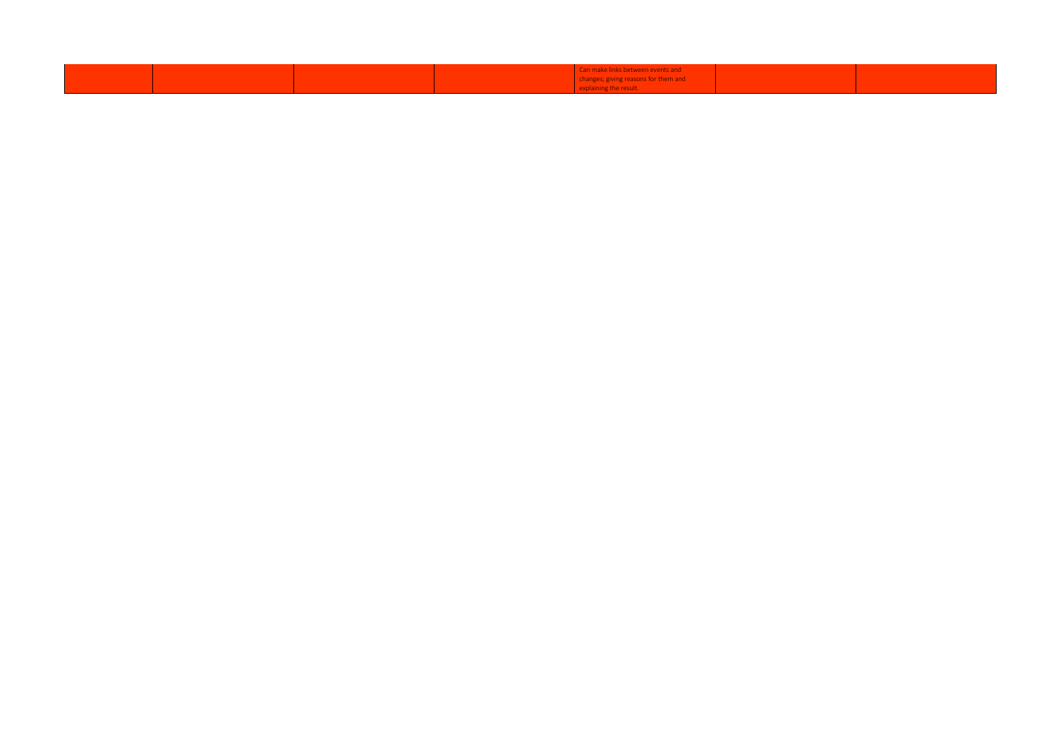| | | | | | | |
|---|---|---|---|---|---|---|
| | | | | Can make links between events and changes; giving reasons for them and explaining the result. | | |